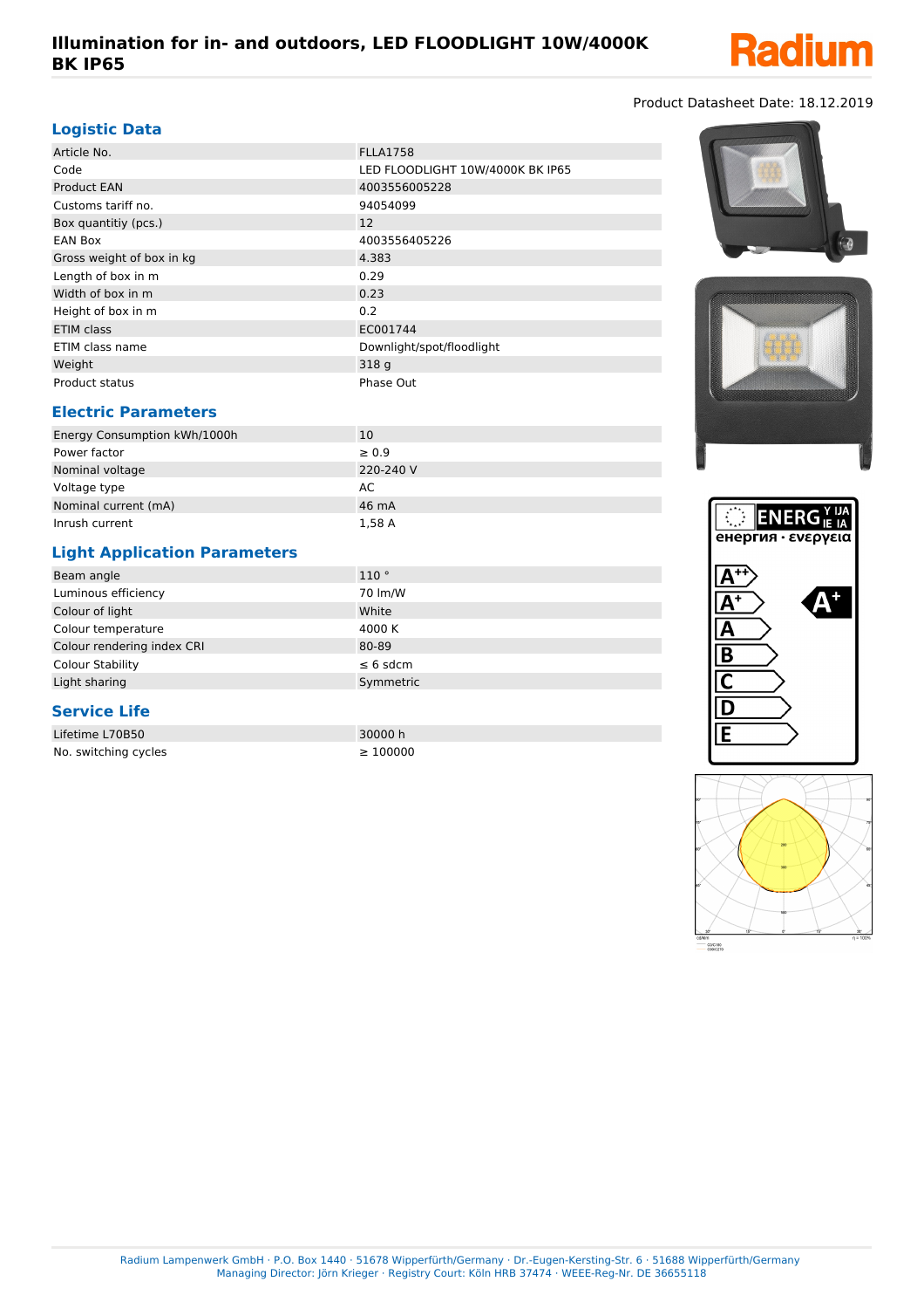# Illumination for in- and outdoors, LED FLOODLIGHT 10W/4000K BK IP65

Product Datasheet Date: 18.12.2019

## Logistic Data

| | |
|---|---|
| Article No. | FLLA1758 |
| Code | LED FLOODLIGHT 10W/4000K BK IP65 |
| Product EAN | 4003556005228 |
| Customs tariff no. | 94054099 |
| Box quantitiy (pcs.) | 12 |
| EAN Box | 4003556405226 |
| Gross weight of box in kg | 4.383 |
| Length of box in m | 0.29 |
| Width of box in m | 0.23 |
| Height of box in m | 0.2 |
| ETIM class | EC001744 |
| ETIM class name | Downlight/spot/floodlight |
| Weight | 318 g |
| Product status | Phase Out |

## Electric Parameters

| | |
|---|---|
| Energy Consumption kWh/1000h | 10 |
| Power factor | ≥ 0.9 |
| Nominal voltage | 220-240 V |
| Voltage type | AC |
| Nominal current (mA) | 46 mA |
| Inrush current | 1,58 A |

## Light Application Parameters

| | |
|---|---|
| Beam angle | 110 ° |
| Luminous efficiency | 70 lm/W |
| Colour of light | White |
| Colour temperature | 4000 K |
| Colour rendering index CRI | 80-89 |
| Colour Stability | ≤ 6 sdcm |
| Light sharing | Symmetric |

## Service Life

| | |
|---|---|
| Lifetime L70B50 | 30000 h |
| No. switching cycles | ≥ 100000 |

Radium Lampenwerk GmbH · P.O. Box 1440 · 51678 Wipperfürth/Germany · Dr.-Eugen-Kersting-Str. 6 · 51688 Wipperfürth/Germany
Managing Director: Jörn Krieger · Registry Court: Köln HRB 37474 · WEEE-Reg-Nr. DE 36655118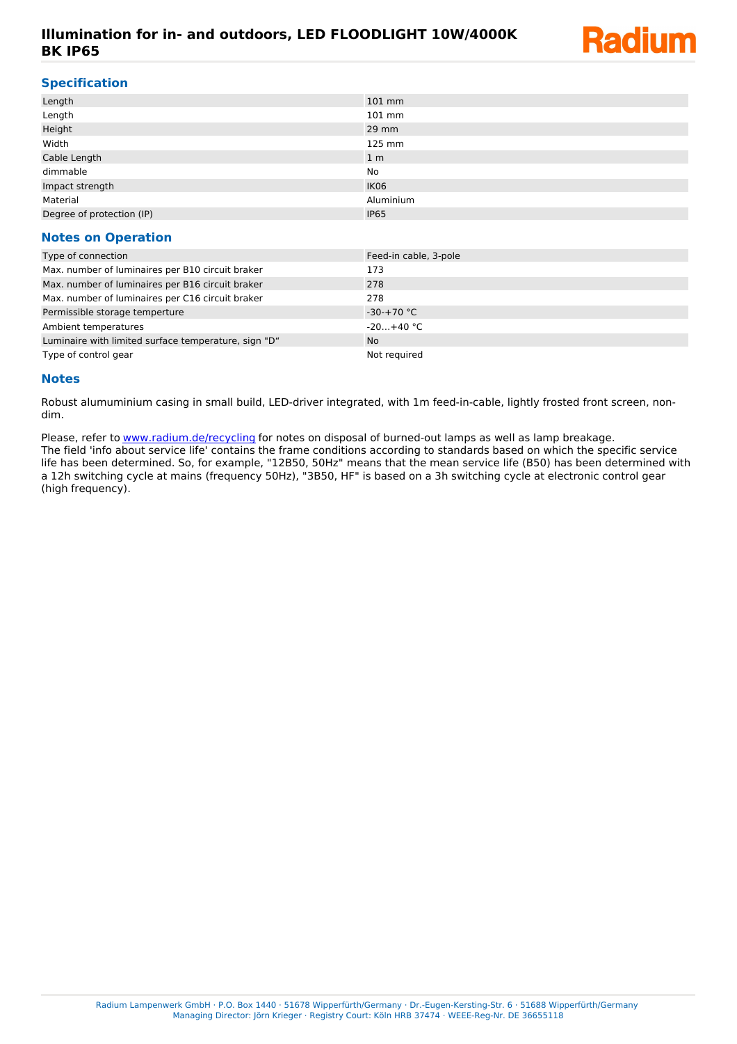# Illumination for in- and outdoors, LED FLOODLIGHT 10W/4000K BK IP65

## Specification

| | |
|---|---|
| Length | 101 mm |
| Length | 101 mm |
| Height | 29 mm |
| Width | 125 mm |
| Cable Length | 1 m |
| dimmable | No |
| Impact strength | IK06 |
| Material | Aluminium |
| Degree of protection (IP) | IP65 |

## Notes on Operation

| | |
|---|---|
| Type of connection | Feed-in cable, 3-pole |
| Max. number of luminaires per B10 circuit braker | 173 |
| Max. number of luminaires per B16 circuit braker | 278 |
| Max. number of luminaires per C16 circuit braker | 278 |
| Permissible storage temperture | -30-+70 °C |
| Ambient temperatures | -20...+40 °C |
| Luminaire with limited surface temperature, sign "D“ | No |
| Type of control gear | Not required |

## Notes

Robust alumuminium casing in small build, LED-driver integrated, with 1m feed-in-cable, lightly frosted front screen, non-dim.

Please, refer to www.radium.de/recycling for notes on disposal of burned-out lamps as well as lamp breakage.
The field 'info about service life' contains the frame conditions according to standards based on which the specific service life has been determined. So, for example, "12B50, 50Hz" means that the mean service life (B50) has been determined with a 12h switching cycle at mains (frequency 50Hz), "3B50, HF" is based on a 3h switching cycle at electronic control gear (high frequency).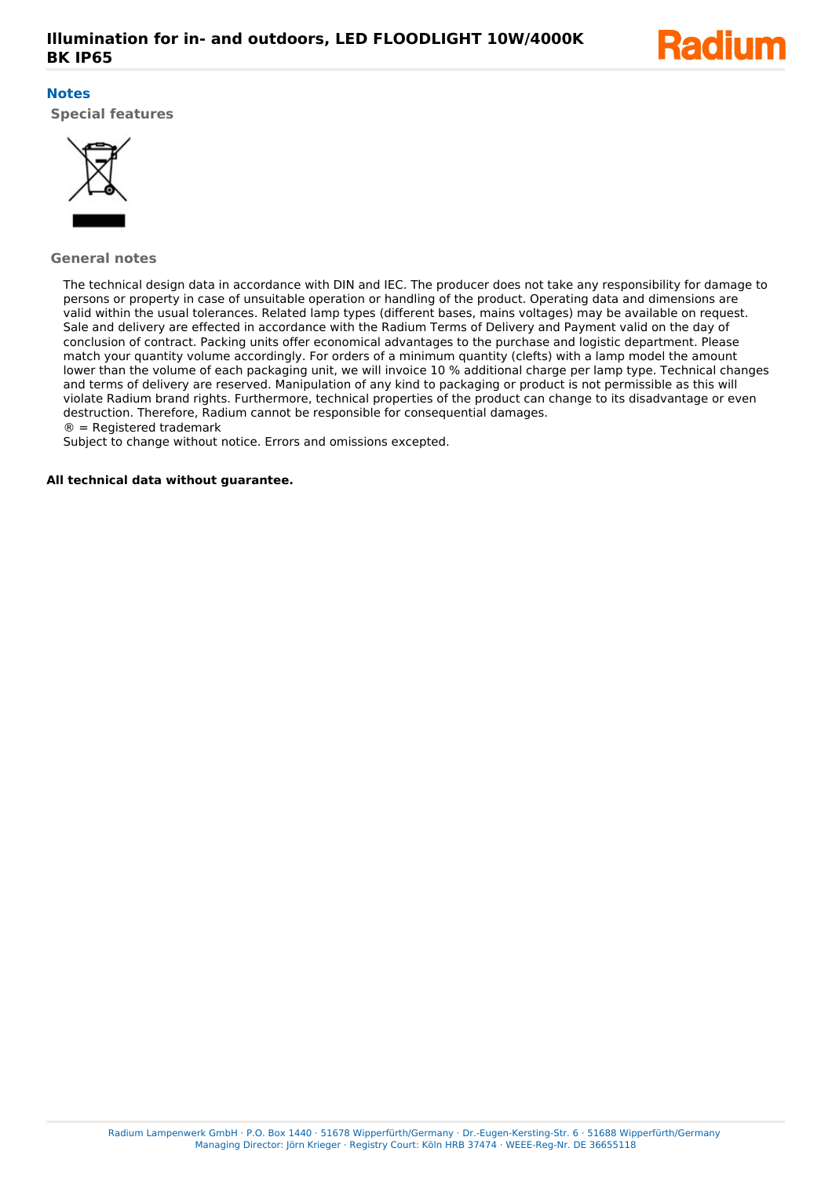## Notes

### Special features

### General notes

The technical design data in accordance with DIN and IEC. The producer does not take any responsibility for damage to persons or property in case of unsuitable operation or handling of the product. Operating data and dimensions are valid within the usual tolerances. Related lamp types (different bases, mains voltages) may be available on request. Sale and delivery are effected in accordance with the Radium Terms of Delivery and Payment valid on the day of conclusion of contract. Packing units offer economical advantages to the purchase and logistic department. Please match your quantity volume accordingly. For orders of a minimum quantity (clefts) with a lamp model the amount lower than the volume of each packaging unit, we will invoice 10 % additional charge per lamp type. Technical changes and terms of delivery are reserved. Manipulation of any kind to packaging or product is not permissible as this will violate Radium brand rights. Furthermore, technical properties of the product can change to its disadvantage or even destruction. Therefore, Radium cannot be responsible for consequential damages.
® = Registered trademark
Subject to change without notice. Errors and omissions excepted.

**All technical data without guarantee.**